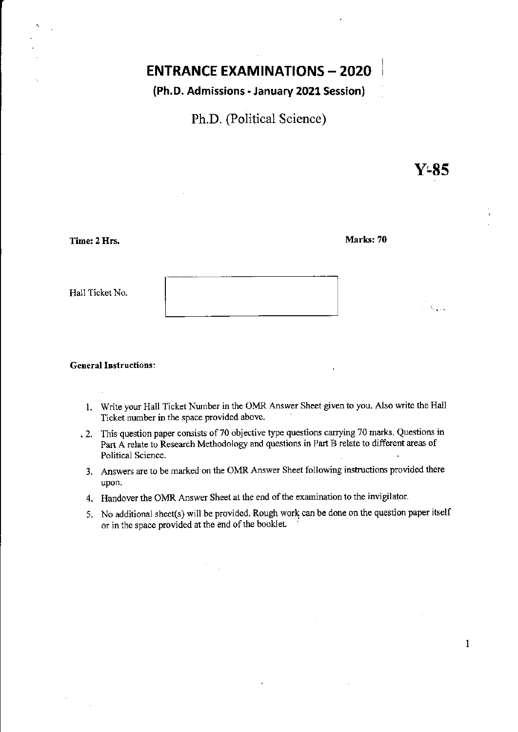# ENTRANCE EXAMINATIONS – 2020

## (Ph.D. Admissions - January 2021 Session)

## Ph.D. (Political Science)

**Y-85**

**Time: 2 Hrs.** **Marks: 70**

Hall Ticket No.

**General Instructions:**

1. Write your Hall Ticket Number in the OMR Answer Sheet given to you. Also write the Hall Ticket number in the space provided above.
2. This question paper consists of 70 objective type questions carrying 70 marks. Questions in Part A relate to Research Methodology and questions in Part B relate to different areas of Political Science.
3. Answers are to be marked on the OMR Answer Sheet following instructions provided there upon.
4. Handover the OMR Answer Sheet at the end of the examination to the invigilator.
5. No additional sheet(s) will be provided. Rough work can be done on the question paper itself or in the space provided at the end of the booklet.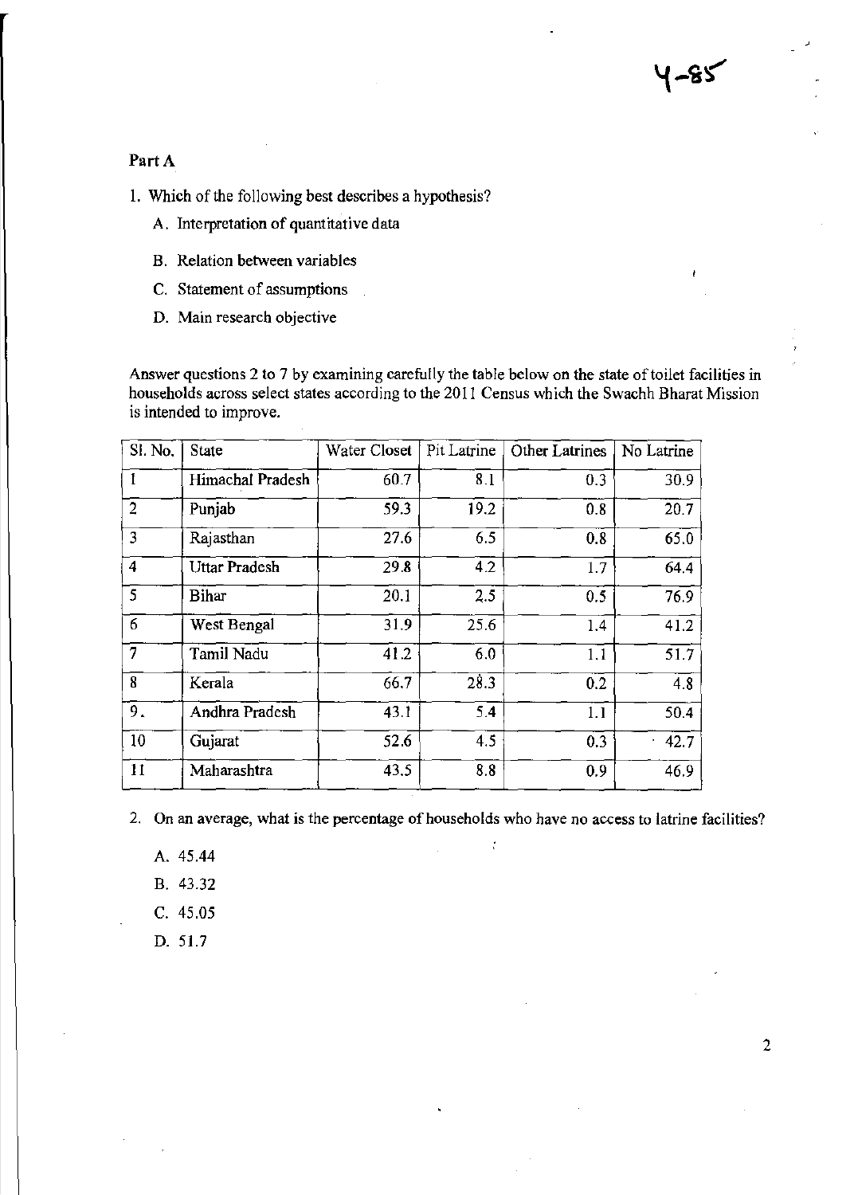## Part A

1. Which of the following best describes a hypothesis?

   A. Interpretation of quantitative data

   B. Relation between variables

   C. Statement of assumptions

   D. Main research objective

Answer questions 2 to 7 by examining carefully the table below on the state of toilet facilities in households across select states according to the 2011 Census which the Swachh Bharat Mission is intended to improve.

| Sl. No. | State | Water Closet | Pit Latrine | Other Latrines | No Latrine |
|---|---|---|---|---|---|
| 1 | Himachal Pradesh | 60.7 | 8.1 | 0.3 | 30.9 |
| 2 | Punjab | 59.3 | 19.2 | 0.8 | 20.7 |
| 3 | Rajasthan | 27.6 | 6.5 | 0.8 | 65.0 |
| 4 | Uttar Pradesh | 29.8 | 4.2 | 1.7 | 64.4 |
| 5 | Bihar | 20.1 | 2.5 | 0.5 | 76.9 |
| 6 | West Bengal | 31.9 | 25.6 | 1.4 | 41.2 |
| 7 | Tamil Nadu | 41.2 | 6.0 | 1.1 | 51.7 |
| 8 | Kerala | 66.7 | 28.3 | 0.2 | 4.8 |
| 9. | Andhra Pradesh | 43.1 | 5.4 | 1.1 | 50.4 |
| 10 | Gujarat | 52.6 | 4.5 | 0.3 | 42.7 |
| 11 | Maharashtra | 43.5 | 8.8 | 0.9 | 46.9 |

2. On an average, what is the percentage of households who have no access to latrine facilities?

   A. 45.44

   B. 43.32

   C. 45.05

   D. 51.7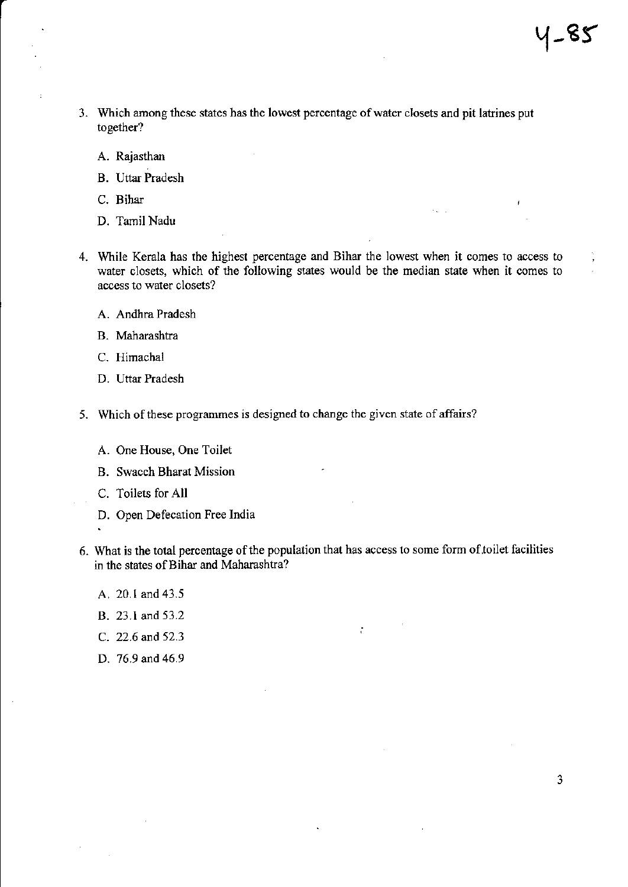3. Which among these states has the lowest percentage of water closets and pit latrines put together?

   A. Rajasthan

   B. Uttar Pradesh

   C. Bihar

   D. Tamil Nadu

4. While Kerala has the highest percentage and Bihar the lowest when it comes to access to water closets, which of the following states would be the median state when it comes to access to water closets?

   A. Andhra Pradesh

   B. Maharashtra

   C. Himachal

   D. Uttar Pradesh

5. Which of these programmes is designed to change the given state of affairs?

   A. One House, One Toilet

   B. Swacch Bharat Mission

   C. Toilets for All

   D. Open Defecation Free India

6. What is the total percentage of the population that has access to some form of toilet facilities in the states of Bihar and Maharashtra?

   A. 20.1 and 43.5

   B. 23.1 and 53.2

   C. 22.6 and 52.3

   D. 76.9 and 46.9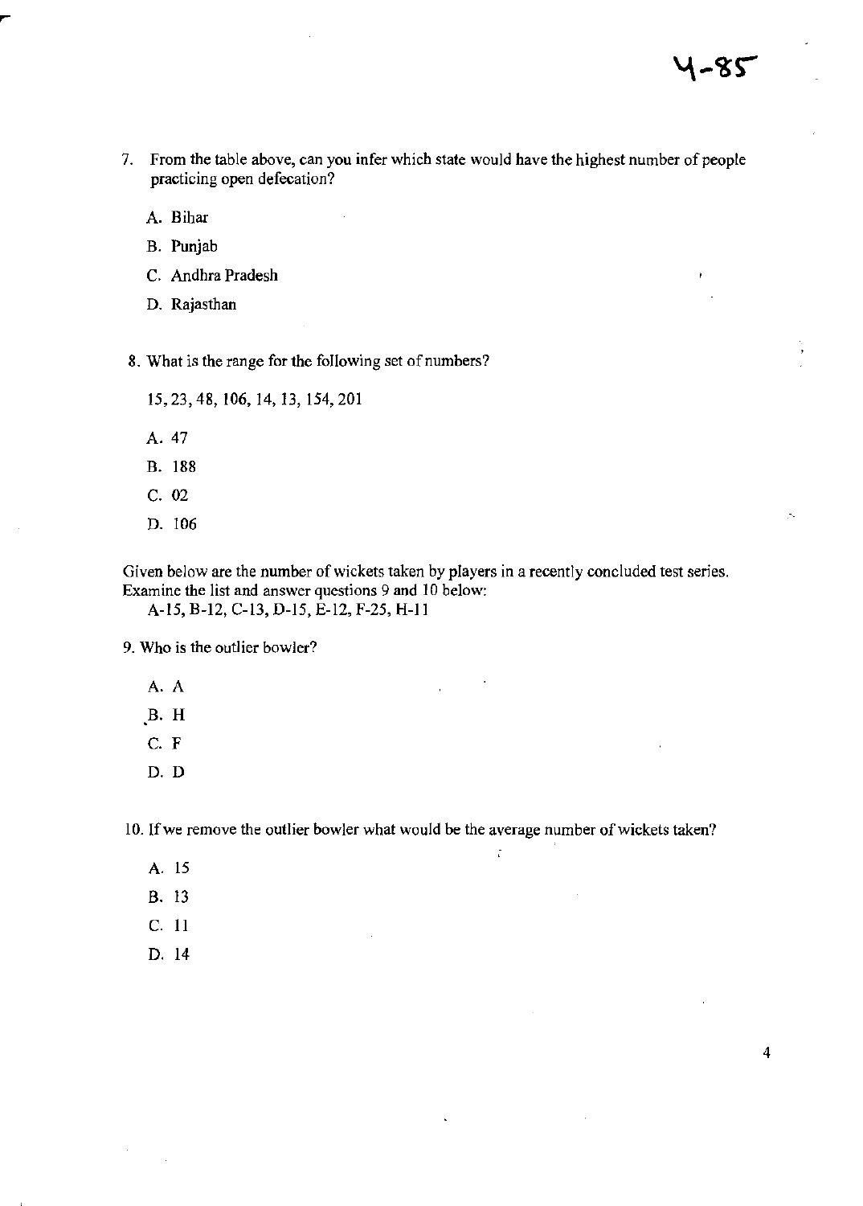7. From the table above, can you infer which state would have the highest number of people practicing open defecation?

   A. Bihar

   B. Punjab

   C. Andhra Pradesh

   D. Rajasthan

8. What is the range for the following set of numbers?

   15, 23, 48, 106, 14, 13, 154, 201

   A. 47

   B. 188

   C. 02

   D. 106

Given below are the number of wickets taken by players in a recently concluded test series. Examine the list and answer questions 9 and 10 below:

A-15, B-12, C-13, D-15, E-12, F-25, H-11

9. Who is the outlier bowler?

   A. A

   B. H

   C. F

   D. D

10. If we remove the outlier bowler what would be the average number of wickets taken?

    A. 15

    B. 13

    C. 11

    D. 14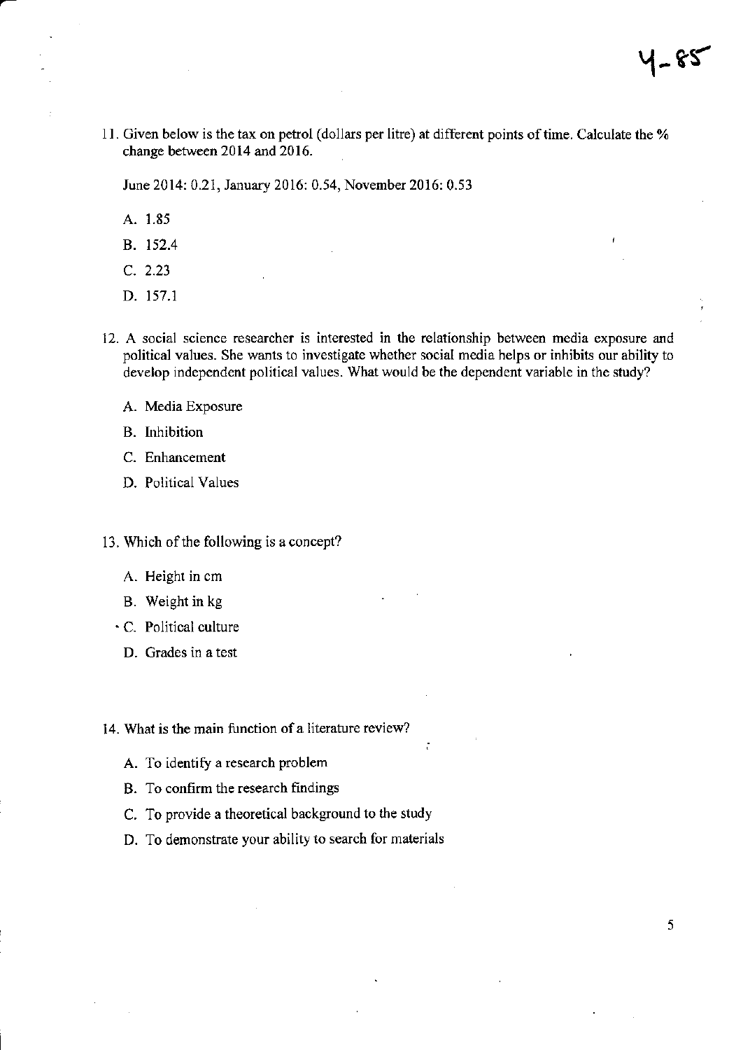11. Given below is the tax on petrol (dollars per litre) at different points of time. Calculate the % change between 2014 and 2016.

    June 2014: 0.21, January 2016: 0.54, November 2016: 0.53

    A. 1.85
    B. 152.4
    C. 2.23
    D. 157.1

12. A social science researcher is interested in the relationship between media exposure and political values. She wants to investigate whether social media helps or inhibits our ability to develop independent political values. What would be the dependent variable in the study?

    A. Media Exposure
    B. Inhibition
    C. Enhancement
    D. Political Values

13. Which of the following is a concept?

    A. Height in cm
    B. Weight in kg
    C. Political culture
    D. Grades in a test

14. What is the main function of a literature review?

    A. To identify a research problem
    B. To confirm the research findings
    C. To provide a theoretical background to the study
    D. To demonstrate your ability to search for materials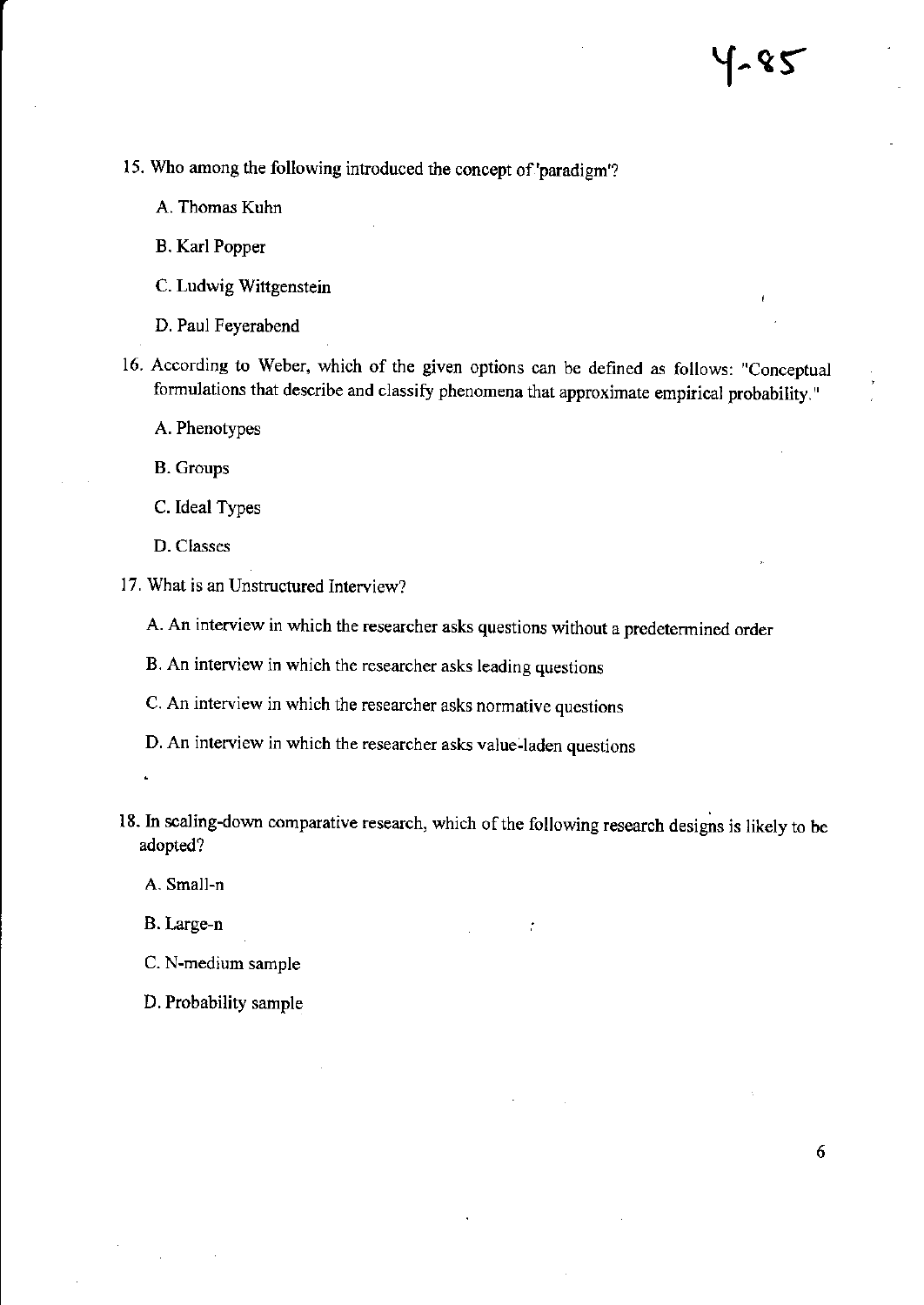15. Who among the following introduced the concept of 'paradigm'?

    A. Thomas Kuhn

    B. Karl Popper

    C. Ludwig Wittgenstein

    D. Paul Feyerabend

16. According to Weber, which of the given options can be defined as follows: "Conceptual formulations that describe and classify phenomena that approximate empirical probability."

    A. Phenotypes

    B. Groups

    C. Ideal Types

    D. Classes

17. What is an Unstructured Interview?

    A. An interview in which the researcher asks questions without a predetermined order

    B. An interview in which the researcher asks leading questions

    C. An interview in which the researcher asks normative questions

    D. An interview in which the researcher asks value-laden questions

18. In scaling-down comparative research, which of the following research designs is likely to be adopted?

    A. Small-n

    B. Large-n

    C. N-medium sample

    D. Probability sample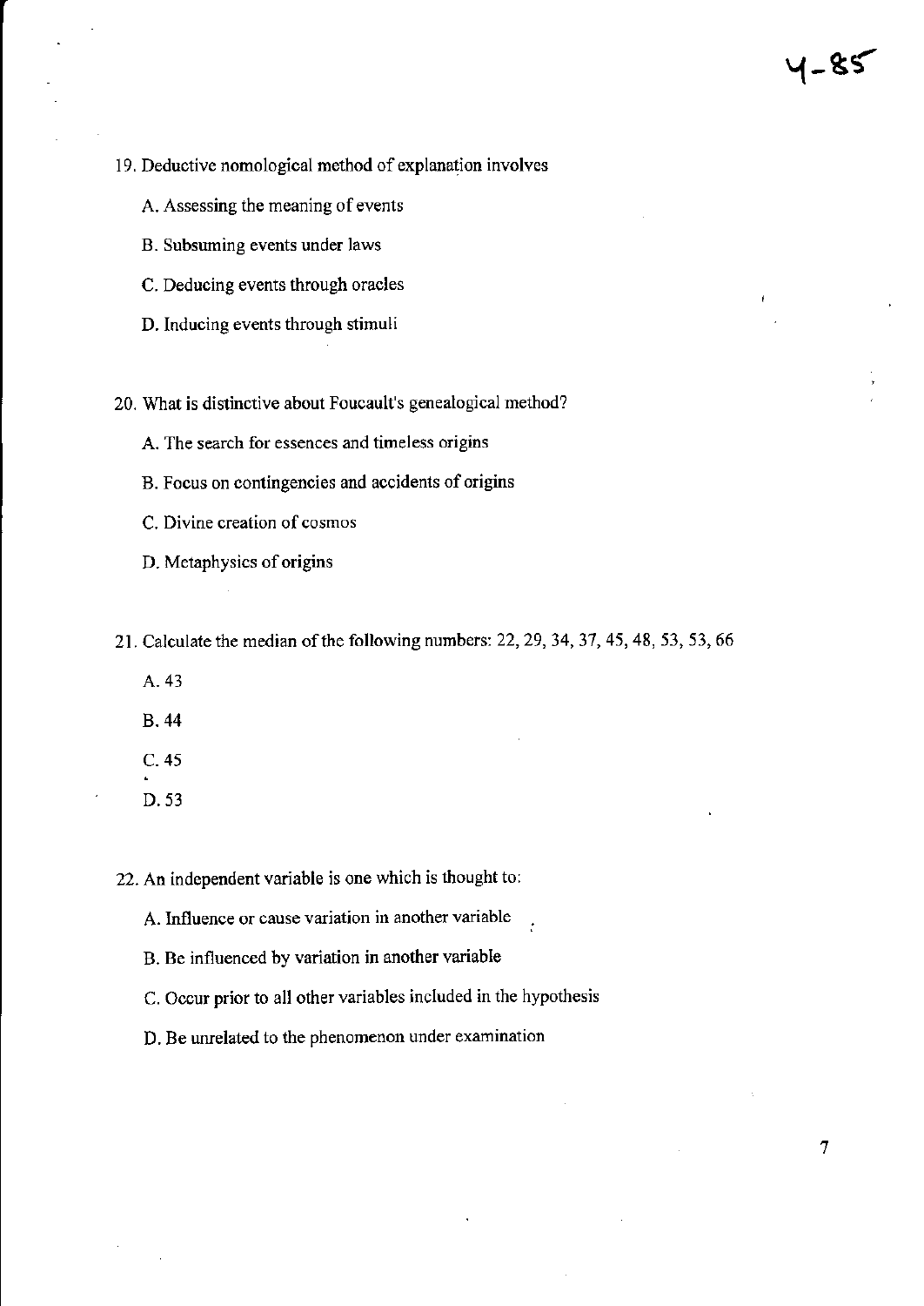19. Deductive nomological method of explanation involves

    A. Assessing the meaning of events

    B. Subsuming events under laws

    C. Deducing events through oracles

    D. Inducing events through stimuli

20. What is distinctive about Foucault's genealogical method?

    A. The search for essences and timeless origins

    B. Focus on contingencies and accidents of origins

    C. Divine creation of cosmos

    D. Metaphysics of origins

21. Calculate the median of the following numbers: 22, 29, 34, 37, 45, 48, 53, 53, 66

    A. 43

    B. 44

    C. 45

    D. 53

22. An independent variable is one which is thought to:

    A. Influence or cause variation in another variable

    B. Be influenced by variation in another variable

    C. Occur prior to all other variables included in the hypothesis

    D. Be unrelated to the phenomenon under examination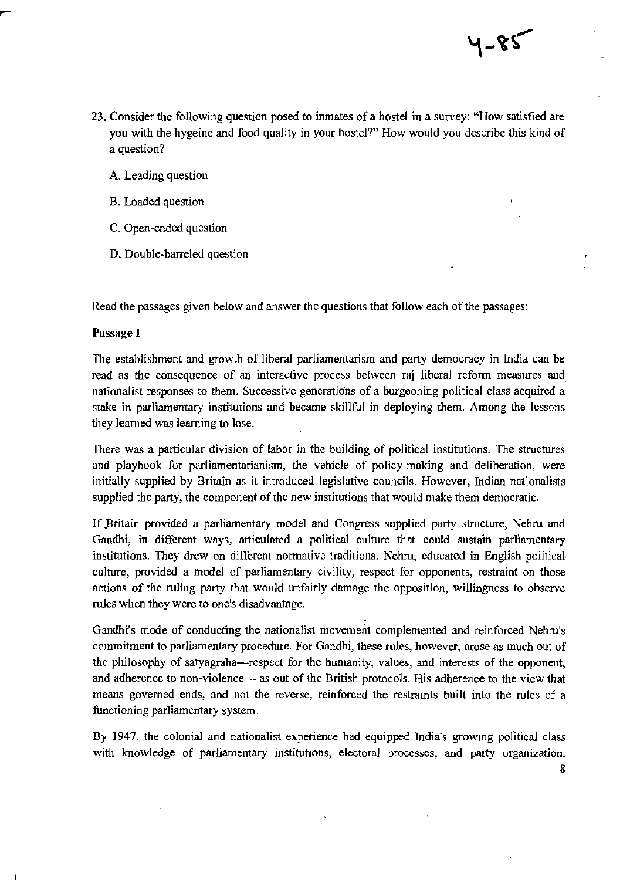23. Consider the following question posed to inmates of a hostel in a survey: "How satisfied are you with the hygeine and food quality in your hostel?" How would you describe this kind of a question?

    A. Leading question

    B. Loaded question

    C. Open-ended question

    D. Double-barreled question

Read the passages given below and answer the questions that follow each of the passages:

**Passage I**

The establishment and growth of liberal parliamentarism and party democracy in India can be read as the consequence of an interactive process between raj liberal reform measures and nationalist responses to them. Successive generations of a burgeoning political class acquired a stake in parliamentary institutions and became skillful in deploying them. Among the lessons they learned was learning to lose.

There was a particular division of labor in the building of political institutions. The structures and playbook for parliamentarianism, the vehicle of policy-making and deliberation, were initially supplied by Britain as it introduced legislative councils. However, Indian nationalists supplied the party, the component of the new institutions that would make them democratic.

If Britain provided a parliamentary model and Congress supplied party structure, Nehru and Gandhi, in different ways, articulated a political culture that could sustain parliamentary institutions. They drew on different normative traditions. Nehru, educated in English political culture, provided a model of parliamentary civility, respect for opponents, restraint on those actions of the ruling party that would unfairly damage the opposition, willingness to observe rules when they were to one's disadvantage.

Gandhi's mode of conducting the nationalist movement complemented and reinforced Nehru's commitment to parliamentary procedure. For Gandhi, these rules, however, arose as much out of the philosophy of satyagraha—respect for the humanity, values, and interests of the opponent, and adherence to non-violence— as out of the British protocols. His adherence to the view that means governed ends, and not the reverse, reinforced the restraints built into the rules of a functioning parliamentary system.

By 1947, the colonial and nationalist experience had equipped India's growing political class with knowledge of parliamentary institutions, electoral processes, and party organization.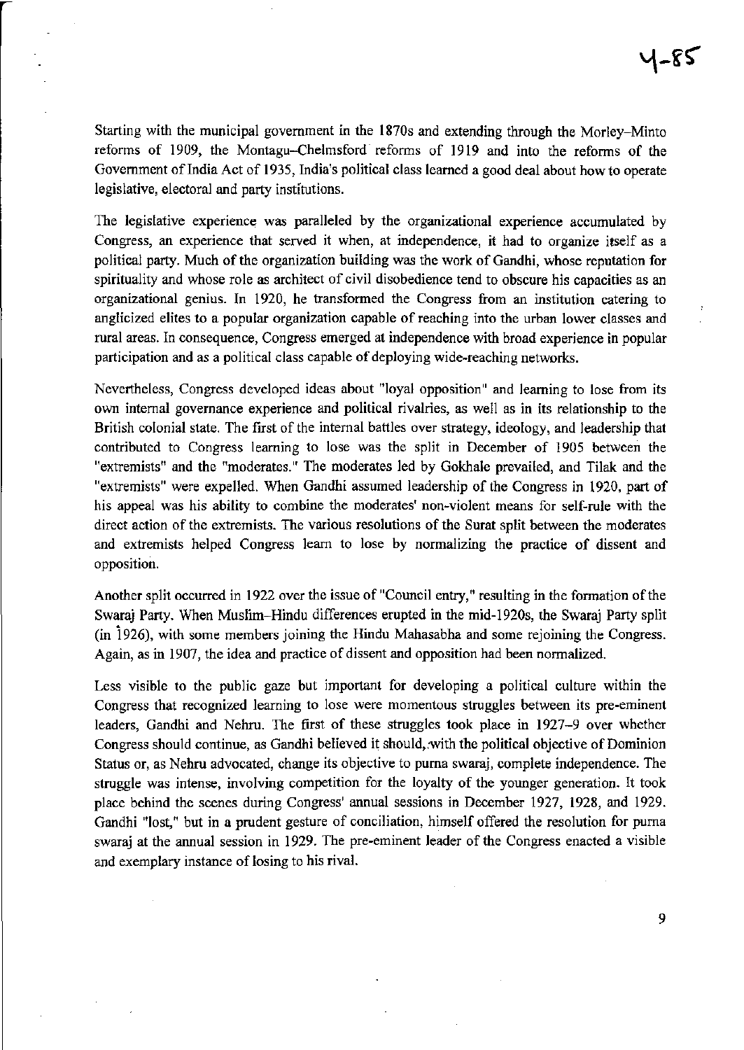Starting with the municipal government in the 1870s and extending through the Morley–Minto reforms of 1909, the Montagu–Chelmsford reforms of 1919 and into the reforms of the Government of India Act of 1935, India's political class learned a good deal about how to operate legislative, electoral and party institutions.

The legislative experience was paralleled by the organizational experience accumulated by Congress, an experience that served it when, at independence, it had to organize itself as a political party. Much of the organization building was the work of Gandhi, whose reputation for spirituality and whose role as architect of civil disobedience tend to obscure his capacities as an organizational genius. In 1920, he transformed the Congress from an institution catering to anglicized elites to a popular organization capable of reaching into the urban lower classes and rural areas. In consequence, Congress emerged at independence with broad experience in popular participation and as a political class capable of deploying wide-reaching networks.

Nevertheless, Congress developed ideas about "loyal opposition" and learning to lose from its own internal governance experience and political rivalries, as well as in its relationship to the British colonial state. The first of the internal battles over strategy, ideology, and leadership that contributed to Congress learning to lose was the split in December of 1905 between the "extremists" and the "moderates." The moderates led by Gokhale prevailed, and Tilak and the "extremists" were expelled. When Gandhi assumed leadership of the Congress in 1920, part of his appeal was his ability to combine the moderates' non-violent means for self-rule with the direct action of the extremists. The various resolutions of the Surat split between the moderates and extremists helped Congress learn to lose by normalizing the practice of dissent and opposition.

Another split occurred in 1922 over the issue of "Council entry," resulting in the formation of the Swaraj Party. When Muslim–Hindu differences erupted in the mid-1920s, the Swaraj Party split (in 1926), with some members joining the Hindu Mahasabha and some rejoining the Congress. Again, as in 1907, the idea and practice of dissent and opposition had been normalized.

Less visible to the public gaze but important for developing a political culture within the Congress that recognized learning to lose were momentous struggles between its pre-eminent leaders, Gandhi and Nehru. The first of these struggles took place in 1927–9 over whether Congress should continue, as Gandhi believed it should, with the political objective of Dominion Status or, as Nehru advocated, change its objective to purna swaraj, complete independence. The struggle was intense, involving competition for the loyalty of the younger generation. It took place behind the scenes during Congress' annual sessions in December 1927, 1928, and 1929. Gandhi "lost," but in a prudent gesture of conciliation, himself offered the resolution for purna swaraj at the annual session in 1929. The pre-eminent leader of the Congress enacted a visible and exemplary instance of losing to his rival.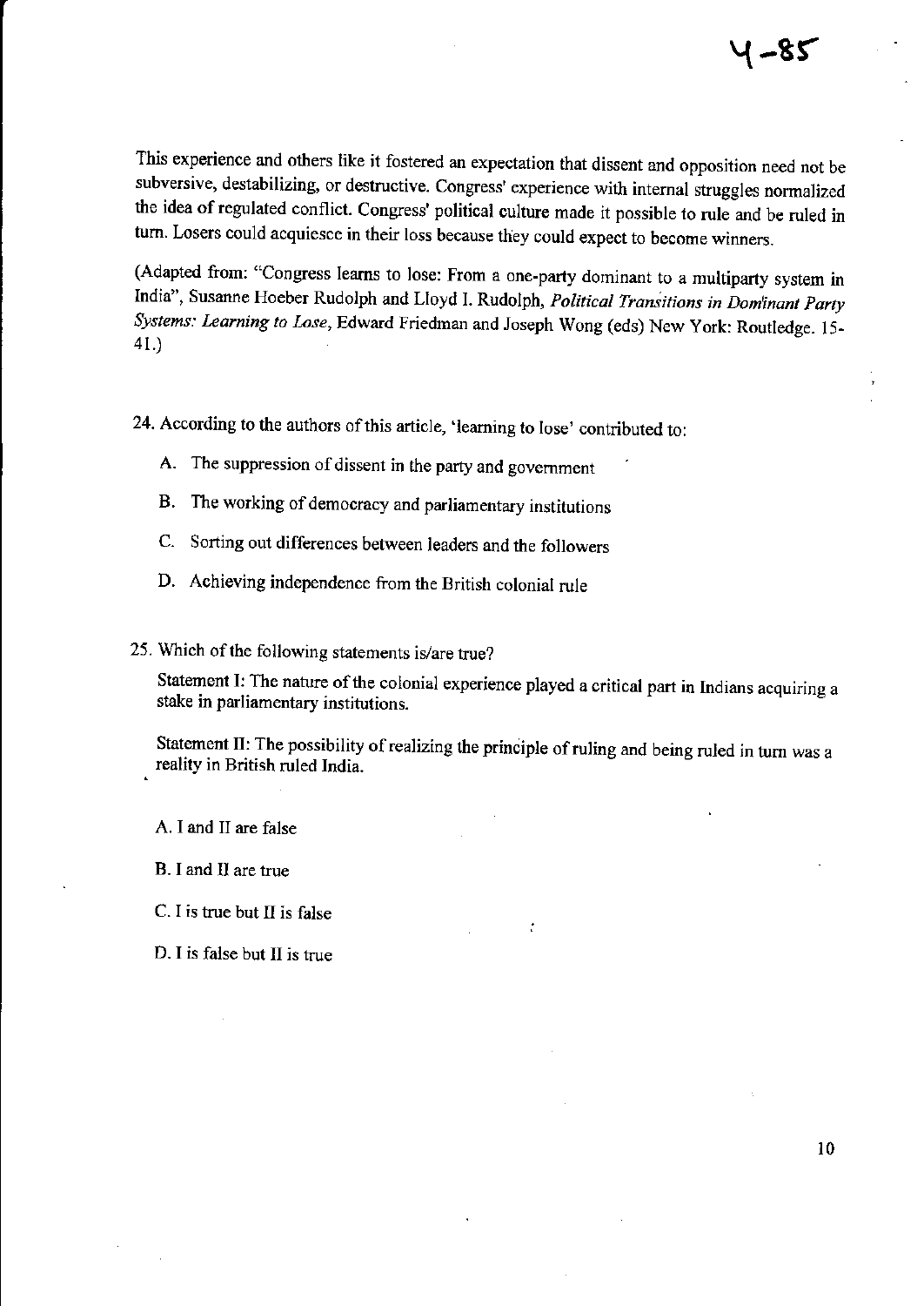This experience and others like it fostered an expectation that dissent and opposition need not be subversive, destabilizing, or destructive. Congress' experience with internal struggles normalized the idea of regulated conflict. Congress' political culture made it possible to rule and be ruled in turn. Losers could acquiesce in their loss because they could expect to become winners.

(Adapted from: "Congress learns to lose: From a one-party dominant to a multiparty system in India", Susanne Hoeber Rudolph and Lloyd I. Rudolph, *Political Transitions in Dominant Party Systems: Learning to Lose*, Edward Friedman and Joseph Wong (eds) New York: Routledge. 15-41.)

24. According to the authors of this article, 'learning to lose' contributed to:

A. The suppression of dissent in the party and government

B. The working of democracy and parliamentary institutions

C. Sorting out differences between leaders and the followers

D. Achieving independence from the British colonial rule

25. Which of the following statements is/are true?

Statement I: The nature of the colonial experience played a critical part in Indians acquiring a stake in parliamentary institutions.

Statement II: The possibility of realizing the principle of ruling and being ruled in turn was a reality in British ruled India.

A. I and II are false

B. I and II are true

C. I is true but II is false

D. I is false but II is true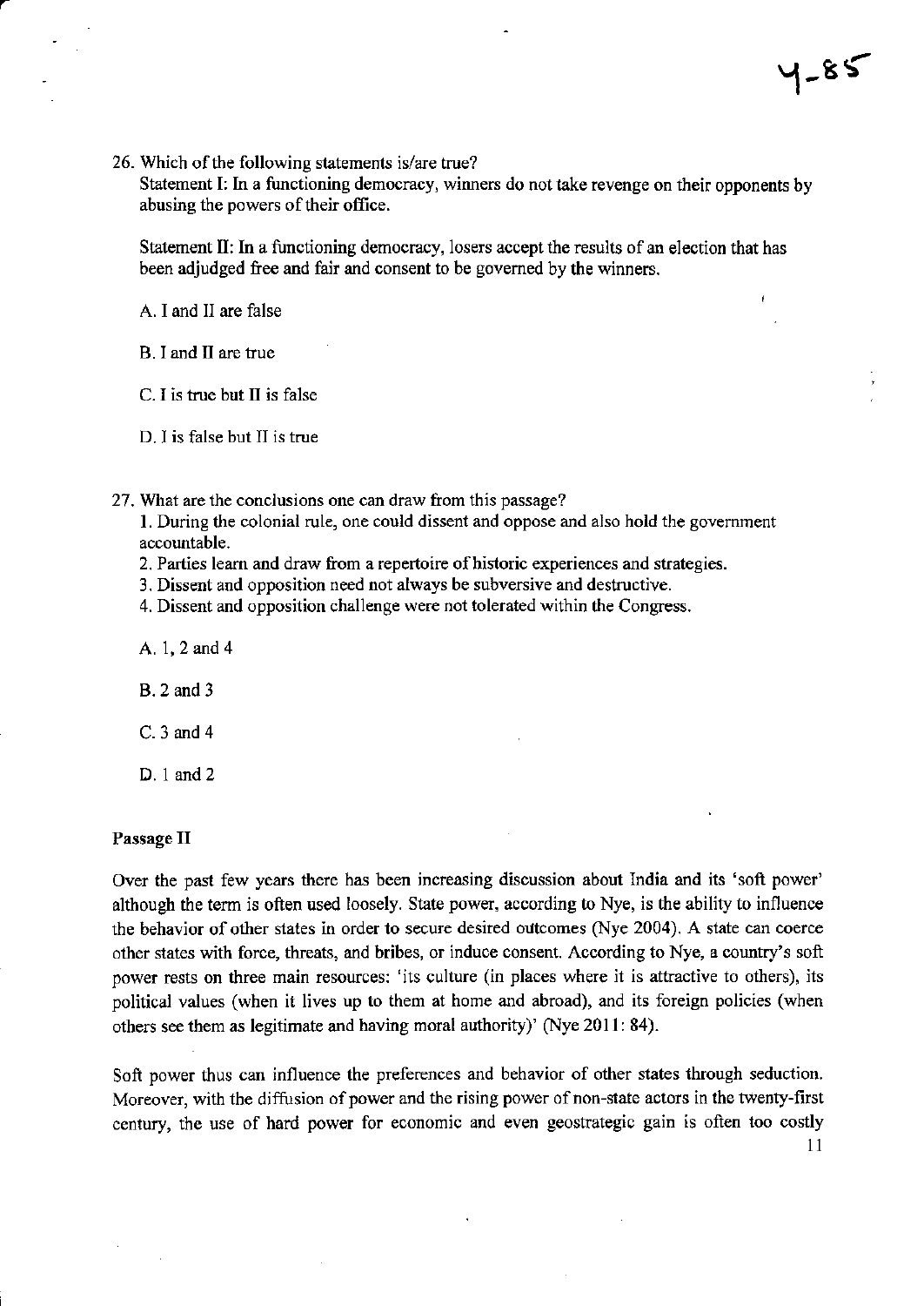26. Which of the following statements is/are true?

Statement I: In a functioning democracy, winners do not take revenge on their opponents by abusing the powers of their office.

Statement II: In a functioning democracy, losers accept the results of an election that has been adjudged free and fair and consent to be governed by the winners.

A. I and II are false

B. I and II are true

C. I is true but II is false

D. I is false but II is true

27. What are the conclusions one can draw from this passage?

1. During the colonial rule, one could dissent and oppose and also hold the government accountable.
2. Parties learn and draw from a repertoire of historic experiences and strategies.
3. Dissent and opposition need not always be subversive and destructive.
4. Dissent and opposition challenge were not tolerated within the Congress.

A. 1, 2 and 4

B. 2 and 3

C. 3 and 4

D. 1 and 2

**Passage II**

Over the past few years there has been increasing discussion about India and its 'soft power' although the term is often used loosely. State power, according to Nye, is the ability to influence the behavior of other states in order to secure desired outcomes (Nye 2004). A state can coerce other states with force, threats, and bribes, or induce consent. According to Nye, a country's soft power rests on three main resources: 'its culture (in places where it is attractive to others), its political values (when it lives up to them at home and abroad), and its foreign policies (when others see them as legitimate and having moral authority)' (Nye 2011: 84).

Soft power thus can influence the preferences and behavior of other states through seduction. Moreover, with the diffusion of power and the rising power of non-state actors in the twenty-first century, the use of hard power for economic and even geostrategic gain is often too costly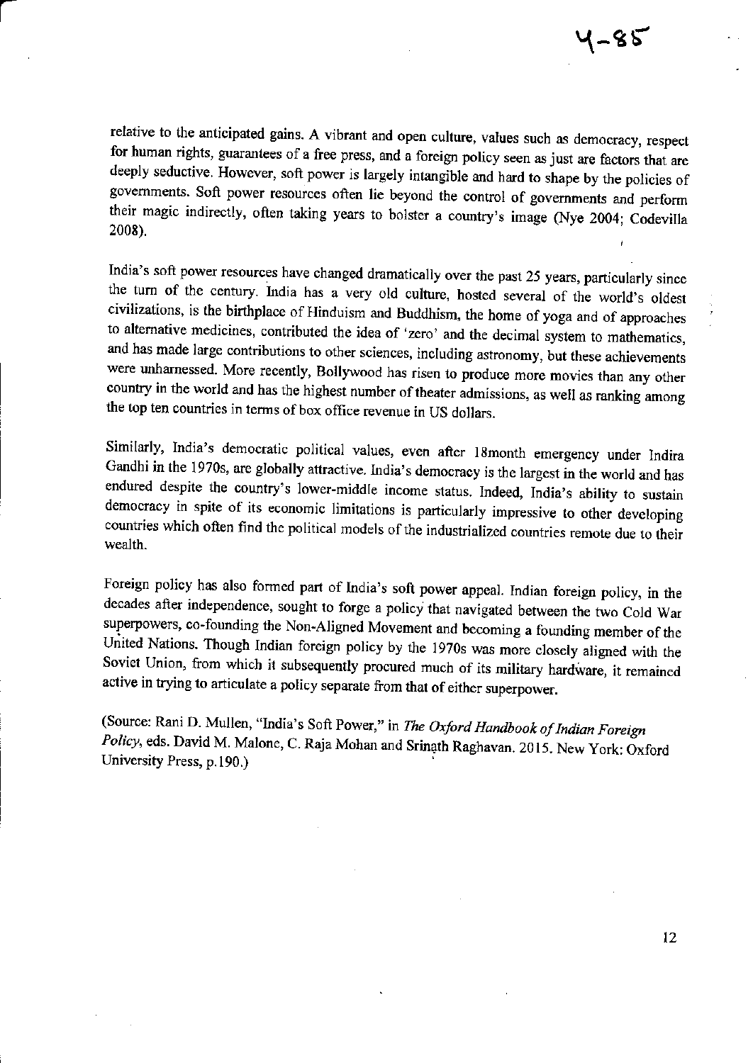relative to the anticipated gains. A vibrant and open culture, values such as democracy, respect for human rights, guarantees of a free press, and a foreign policy seen as just are factors that are deeply seductive. However, soft power is largely intangible and hard to shape by the policies of governments. Soft power resources often lie beyond the control of governments and perform their magic indirectly, often taking years to bolster a country's image (Nye 2004; Codevilla 2008).

India's soft power resources have changed dramatically over the past 25 years, particularly since the turn of the century. India has a very old culture, hosted several of the world's oldest civilizations, is the birthplace of Hinduism and Buddhism, the home of yoga and of approaches to alternative medicines, contributed the idea of 'zero' and the decimal system to mathematics, and has made large contributions to other sciences, including astronomy, but these achievements were unharnessed. More recently, Bollywood has risen to produce more movies than any other country in the world and has the highest number of theater admissions, as well as ranking among the top ten countries in terms of box office revenue in US dollars.

Similarly, India's democratic political values, even after 18month emergency under Indira Gandhi in the 1970s, are globally attractive. India's democracy is the largest in the world and has endured despite the country's lower-middle income status. Indeed, India's ability to sustain democracy in spite of its economic limitations is particularly impressive to other developing countries which often find the political models of the industrialized countries remote due to their wealth.

Foreign policy has also formed part of India's soft power appeal. Indian foreign policy, in the decades after independence, sought to forge a policy that navigated between the two Cold War superpowers, co-founding the Non-Aligned Movement and becoming a founding member of the United Nations. Though Indian foreign policy by the 1970s was more closely aligned with the Soviet Union, from which it subsequently procured much of its military hardware, it remained active in trying to articulate a policy separate from that of either superpower.

(Source: Rani D. Mullen, "India's Soft Power," in *The Oxford Handbook of Indian Foreign Policy*, eds. David M. Malone, C. Raja Mohan and Srinath Raghavan. 2015. New York: Oxford University Press, p.190.)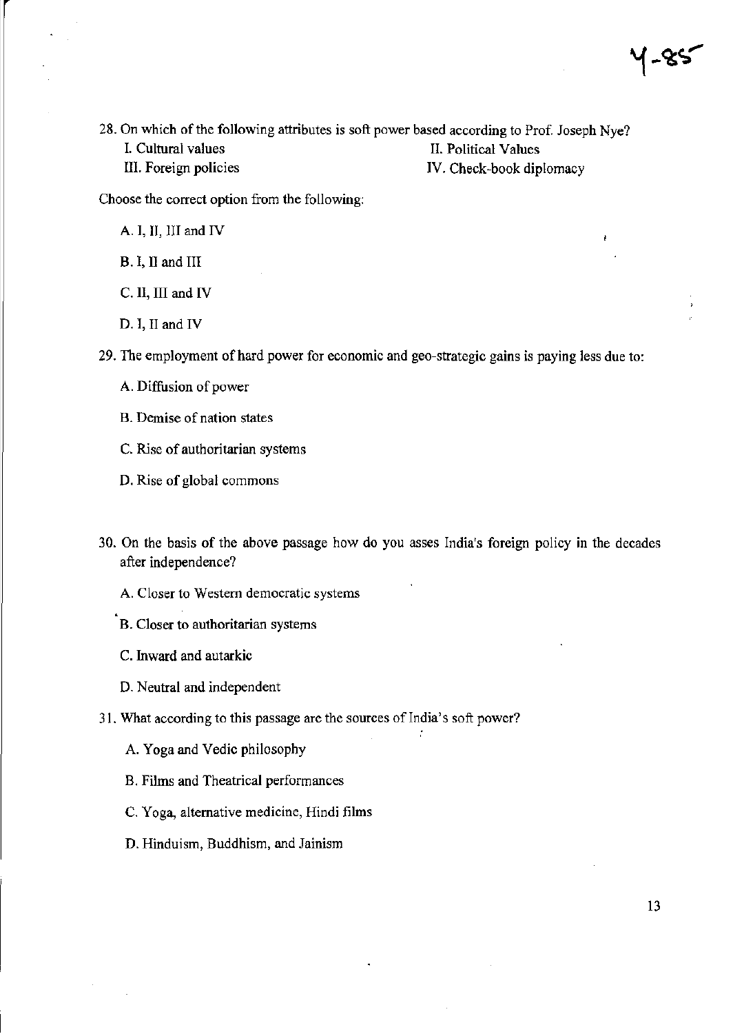28. On which of the following attributes is soft power based according to Prof. Joseph Nye?

    I. Cultural values
    II. Political Values
    III. Foreign policies
    IV. Check-book diplomacy

Choose the correct option from the following:

A. I, II, III and IV

B. I, II and III

C. II, III and IV

D. I, II and IV

29. The employment of hard power for economic and geo-strategic gains is paying less due to:

    A. Diffusion of power

    B. Demise of nation states

    C. Rise of authoritarian systems

    D. Rise of global commons

30. On the basis of the above passage how do you asses India's foreign policy in the decades after independence?

    A. Closer to Western democratic systems

    B. Closer to authoritarian systems

    C. Inward and autarkic

    D. Neutral and independent

31. What according to this passage are the sources of India's soft power?

    A. Yoga and Vedic philosophy

    B. Films and Theatrical performances

    C. Yoga, alternative medicine, Hindi films

    D. Hinduism, Buddhism, and Jainism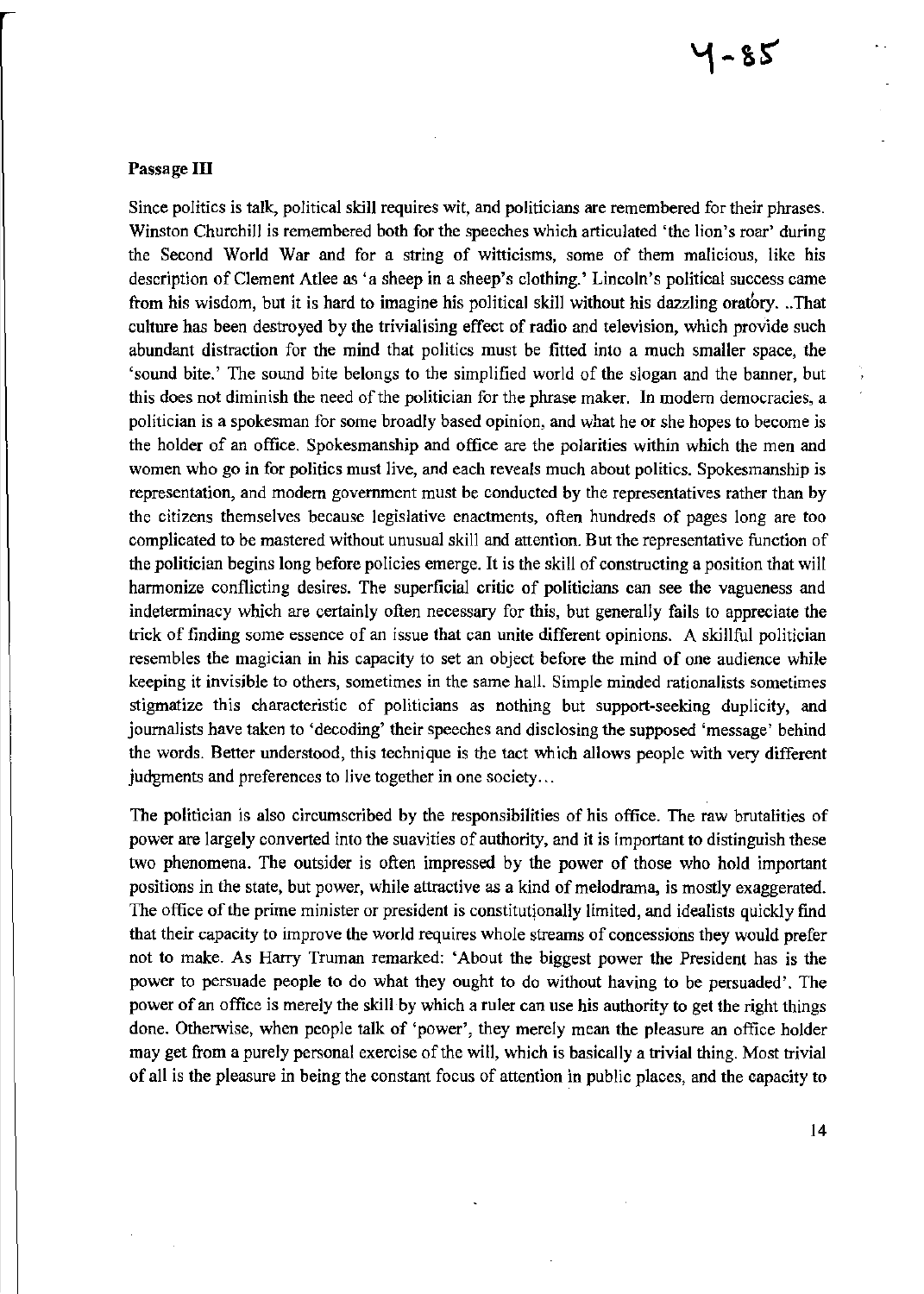**Passage III**

Since politics is talk, political skill requires wit, and politicians are remembered for their phrases. Winston Churchill is remembered both for the speeches which articulated 'the lion's roar' during the Second World War and for a string of witticisms, some of them malicious, like his description of Clement Atlee as 'a sheep in a sheep's clothing.' Lincoln's political success came from his wisdom, but it is hard to imagine his political skill without his dazzling oratory. ..That culture has been destroyed by the trivialising effect of radio and television, which provide such abundant distraction for the mind that politics must be fitted into a much smaller space, the 'sound bite.' The sound bite belongs to the simplified world of the slogan and the banner, but this does not diminish the need of the politician for the phrase maker. In modern democracies, a politician is a spokesman for some broadly based opinion, and what he or she hopes to become is the holder of an office. Spokesmanship and office are the polarities within which the men and women who go in for politics must live, and each reveals much about politics. Spokesmanship is representation, and modern government must be conducted by the representatives rather than by the citizens themselves because legislative enactments, often hundreds of pages long are too complicated to be mastered without unusual skill and attention. But the representative function of the politician begins long before policies emerge. It is the skill of constructing a position that will harmonize conflicting desires. The superficial critic of politicians can see the vagueness and indeterminacy which are certainly often necessary for this, but generally fails to appreciate the trick of finding some essence of an issue that can unite different opinions. A skillful politician resembles the magician in his capacity to set an object before the mind of one audience while keeping it invisible to others, sometimes in the same hall. Simple minded rationalists sometimes stigmatize this characteristic of politicians as nothing but support-seeking duplicity, and journalists have taken to 'decoding' their speeches and disclosing the supposed 'message' behind the words. Better understood, this technique is the tact which allows people with very different judgments and preferences to live together in one society...

The politician is also circumscribed by the responsibilities of his office. The raw brutalities of power are largely converted into the suavities of authority, and it is important to distinguish these two phenomena. The outsider is often impressed by the power of those who hold important positions in the state, but power, while attractive as a kind of melodrama, is mostly exaggerated. The office of the prime minister or president is constitutionally limited, and idealists quickly find that their capacity to improve the world requires whole streams of concessions they would prefer not to make. As Harry Truman remarked: 'About the biggest power the President has is the power to persuade people to do what they ought to do without having to be persuaded'. The power of an office is merely the skill by which a ruler can use his authority to get the right things done. Otherwise, when people talk of 'power', they merely mean the pleasure an office holder may get from a purely personal exercise of the will, which is basically a trivial thing. Most trivial of all is the pleasure in being the constant focus of attention in public places, and the capacity to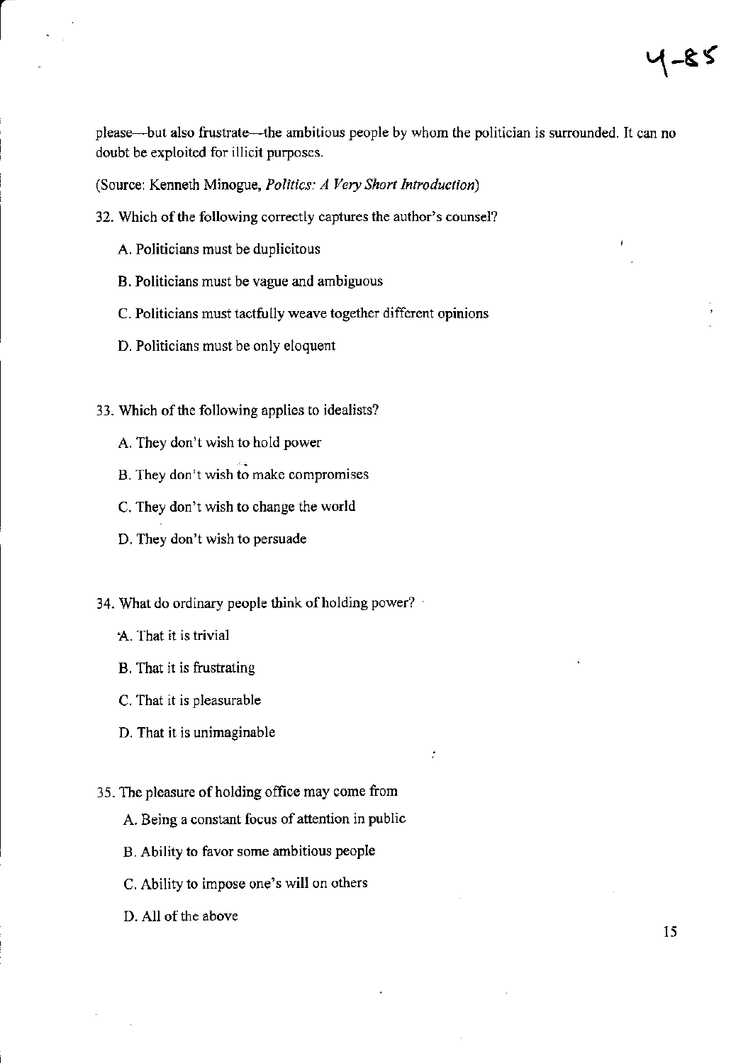please—but also frustrate—the ambitious people by whom the politician is surrounded. It can no doubt be exploited for illicit purposes.

(Source: Kenneth Minogue, *Politics: A Very Short Introduction*)

32. Which of the following correctly captures the author's counsel?

    A. Politicians must be duplicitous

    B. Politicians must be vague and ambiguous

    C. Politicians must tactfully weave together different opinions

    D. Politicians must be only eloquent

33. Which of the following applies to idealists?

    A. They don't wish to hold power

    B. They don't wish to make compromises

    C. They don't wish to change the world

    D. They don't wish to persuade

34. What do ordinary people think of holding power?

    A. That it is trivial

    B. That it is frustrating

    C. That it is pleasurable

    D. That it is unimaginable

35. The pleasure of holding office may come from

    A. Being a constant focus of attention in public

    B. Ability to favor some ambitious people

    C. Ability to impose one's will on others

    D. All of the above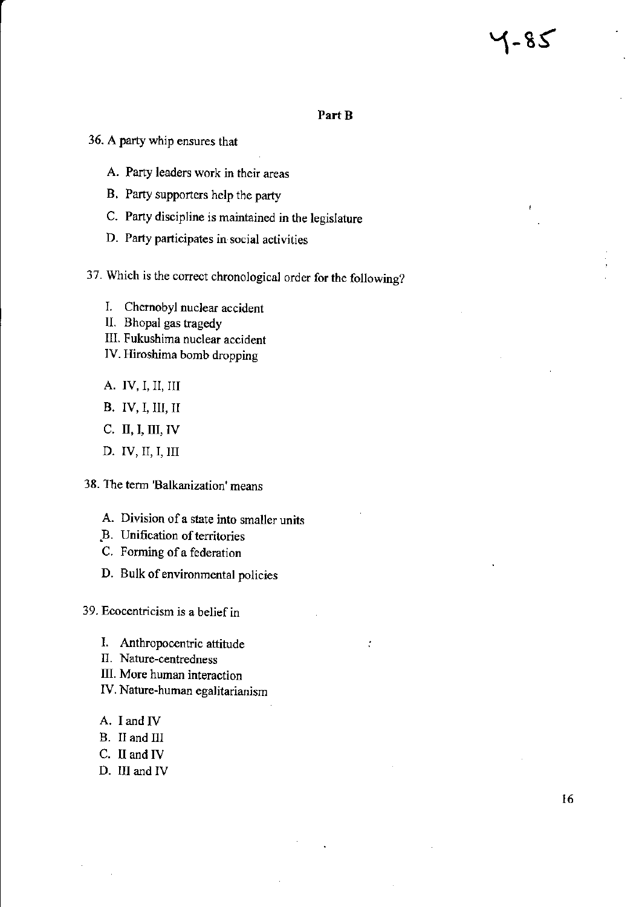4-85

## Part B

36. A party whip ensures that

A. Party leaders work in their areas

B. Party supporters help the party

C. Party discipline is maintained in the legislature

D. Party participates in social activities

37. Which is the correct chronological order for the following?

I. Chernobyl nuclear accident
II. Bhopal gas tragedy
III. Fukushima nuclear accident
IV. Hiroshima bomb dropping

A. IV, I, II, III

B. IV, I, III, II

C. II, I, III, IV

D. IV, II, I, III

38. The term 'Balkanization' means

A. Division of a state into smaller units
B. Unification of territories
C. Forming of a federation
D. Bulk of environmental policies

39. Ecocentricism is a belief in

I. Anthropocentric attitude
II. Nature-centredness
III. More human interaction
IV. Nature-human egalitarianism

A. I and IV
B. II and III
C. II and IV
D. III and IV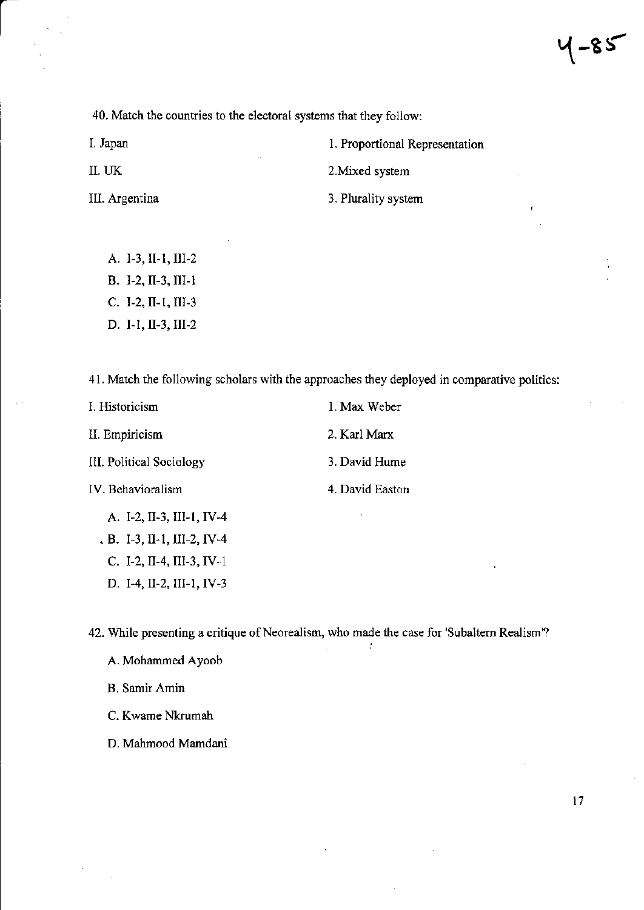40. Match the countries to the electoral systems that they follow:

| | |
|---|---|
| I. Japan | 1. Proportional Representation |
| II. UK | 2.Mixed system |
| III. Argentina | 3. Plurality system |

A. I-3, II-1, III-2

B. I-2, II-3, III-1

C. I-2, II-1, III-3

D. I-1, II-3, III-2

41. Match the following scholars with the approaches they deployed in comparative politics:

| | |
|---|---|
| I. Historicism | 1. Max Weber |
| II. Empiricism | 2. Karl Marx |
| III. Political Sociology | 3. David Hume |
| IV. Behavioralism | 4. David Easton |

A. I-2, II-3, III-1, IV-4

B. I-3, II-1, III-2, IV-4

C. I-2, II-4, III-3, IV-1

D. I-4, II-2, III-1, IV-3

42. While presenting a critique of Neorealism, who made the case for 'Subaltern Realism'?

A. Mohammed Ayoob

B. Samir Amin

C. Kwame Nkrumah

D. Mahmood Mamdani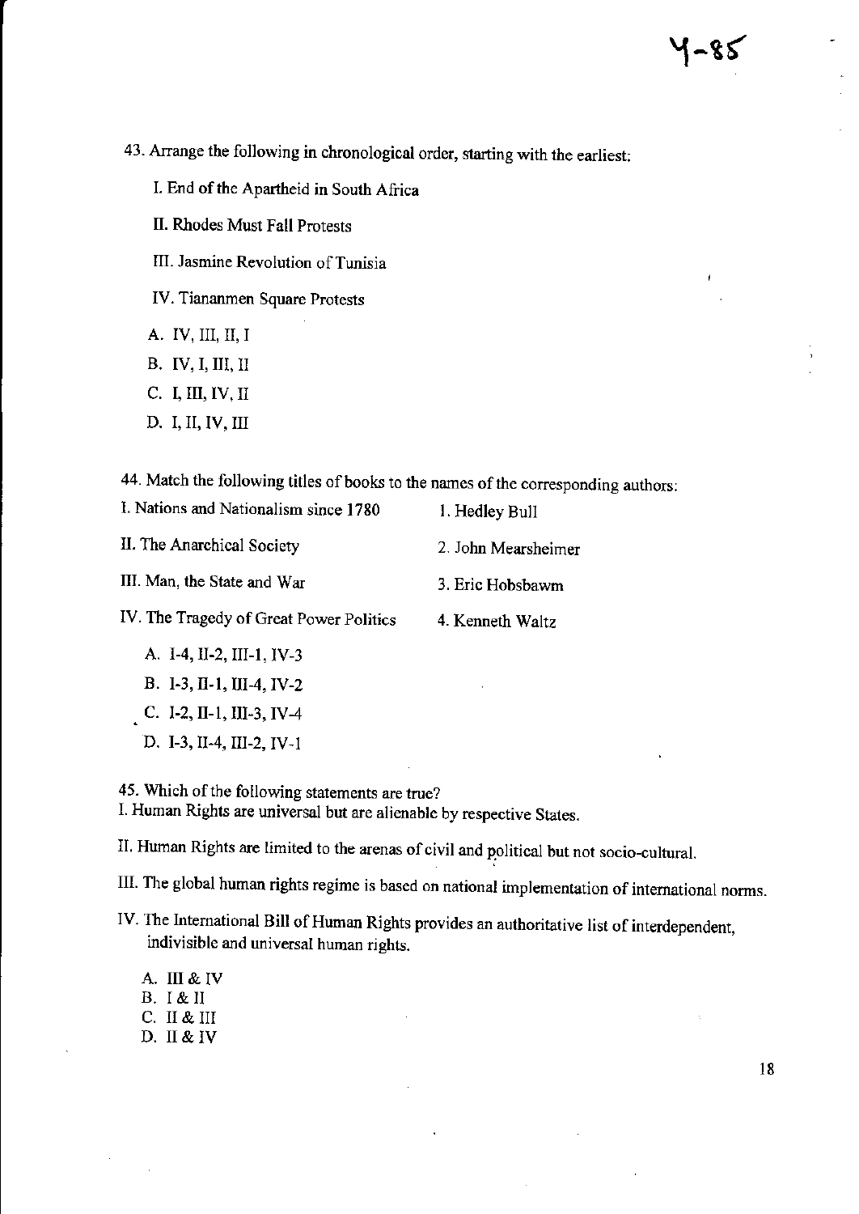43. Arrange the following in chronological order, starting with the earliest:

I. End of the Apartheid in South Africa

II. Rhodes Must Fall Protests

III. Jasmine Revolution of Tunisia

IV. Tiananmen Square Protests

A. IV, III, II, I
B. IV, I, III, II
C. I, III, IV, II
D. I, II, IV, III

44. Match the following titles of books to the names of the corresponding authors:

| | |
|---|---|
| I. Nations and Nationalism since 1780 | 1. Hedley Bull |
| II. The Anarchical Society | 2. John Mearsheimer |
| III. Man, the State and War | 3. Eric Hobsbawm |
| IV. The Tragedy of Great Power Politics | 4. Kenneth Waltz |

A. I-4, II-2, III-1, IV-3
B. I-3, II-1, III-4, IV-2
C. I-2, II-1, III-3, IV-4
D. I-3, II-4, III-2, IV-1

45. Which of the following statements are true?

I. Human Rights are universal but are alienable by respective States.

II. Human Rights are limited to the arenas of civil and political but not socio-cultural.

III. The global human rights regime is based on national implementation of international norms.

IV. The International Bill of Human Rights provides an authoritative list of interdependent, indivisible and universal human rights.

A. III & IV
B. I & II
C. II & III
D. II & IV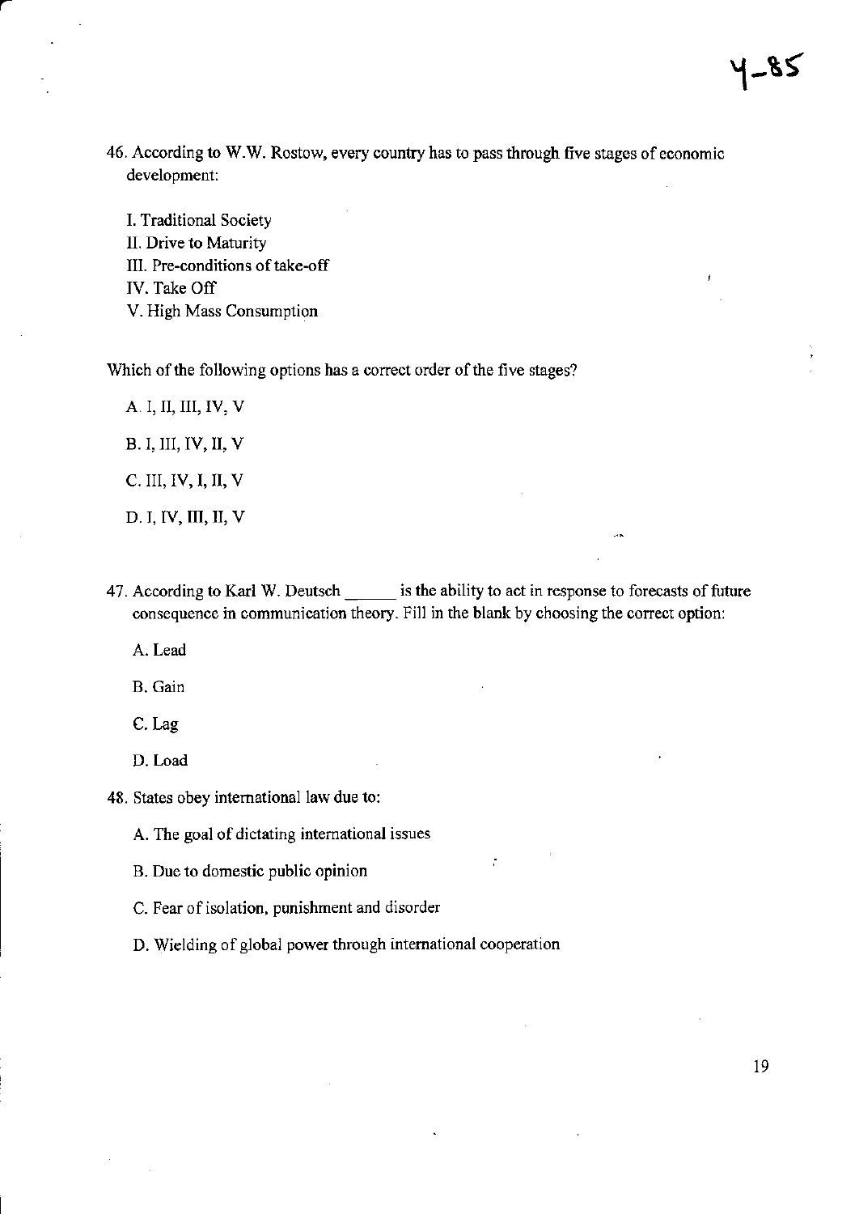46. According to W.W. Rostow, every country has to pass through five stages of economic development:

    I. Traditional Society
    II. Drive to Maturity
    III. Pre-conditions of take-off
    IV. Take Off
    V. High Mass Consumption

Which of the following options has a correct order of the five stages?

A. I, II, III, IV, V

B. I, III, IV, II, V

C. III, IV, I, II, V

D. I, IV, III, II, V

47. According to Karl W. Deutsch ______ is the ability to act in response to forecasts of future consequence in communication theory. Fill in the blank by choosing the correct option:

A. Lead

B. Gain

C. Lag

D. Load

48. States obey international law due to:

A. The goal of dictating international issues

B. Due to domestic public opinion

C. Fear of isolation, punishment and disorder

D. Wielding of global power through international cooperation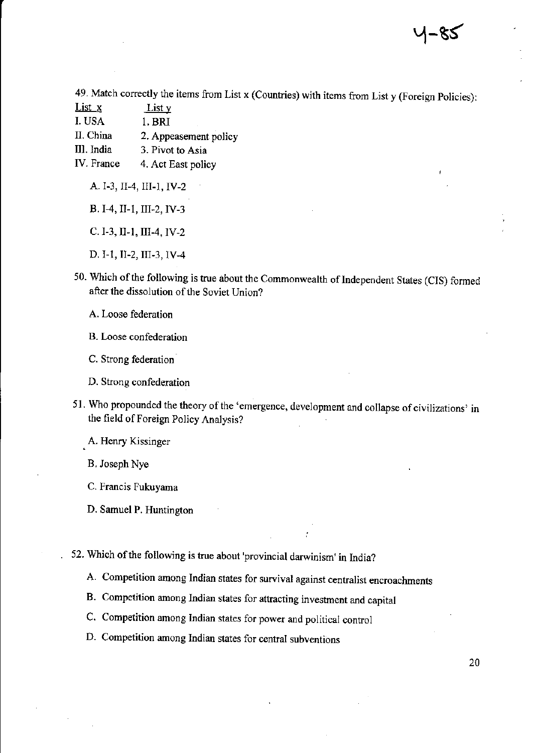49. Match correctly the items from List x (Countries) with items from List y (Foreign Policies):

| List x | List y |
| --- | --- |
| I. USA | 1. BRI |
| II. China | 2. Appeasement policy |
| III. India | 3. Pivot to Asia |
| IV. France | 4. Act East policy |

A. I-3, II-4, III-1, IV-2

B. I-4, II-1, III-2, IV-3

C. I-3, II-1, III-4, IV-2

D. I-1, II-2, III-3, IV-4

50. Which of the following is true about the Commonwealth of Independent States (CIS) formed after the dissolution of the Soviet Union?

A. Loose federation

B. Loose confederation

C. Strong federation

D. Strong confederation

51. Who propounded the theory of the 'emergence, development and collapse of civilizations' in the field of Foreign Policy Analysis?

A. Henry Kissinger

B. Joseph Nye

C. Francis Fukuyama

D. Samuel P. Huntington

52. Which of the following is true about 'provincial darwinism' in India?

A. Competition among Indian states for survival against centralist encroachments

B. Competition among Indian states for attracting investment and capital

C. Competition among Indian states for power and political control

D. Competition among Indian states for central subventions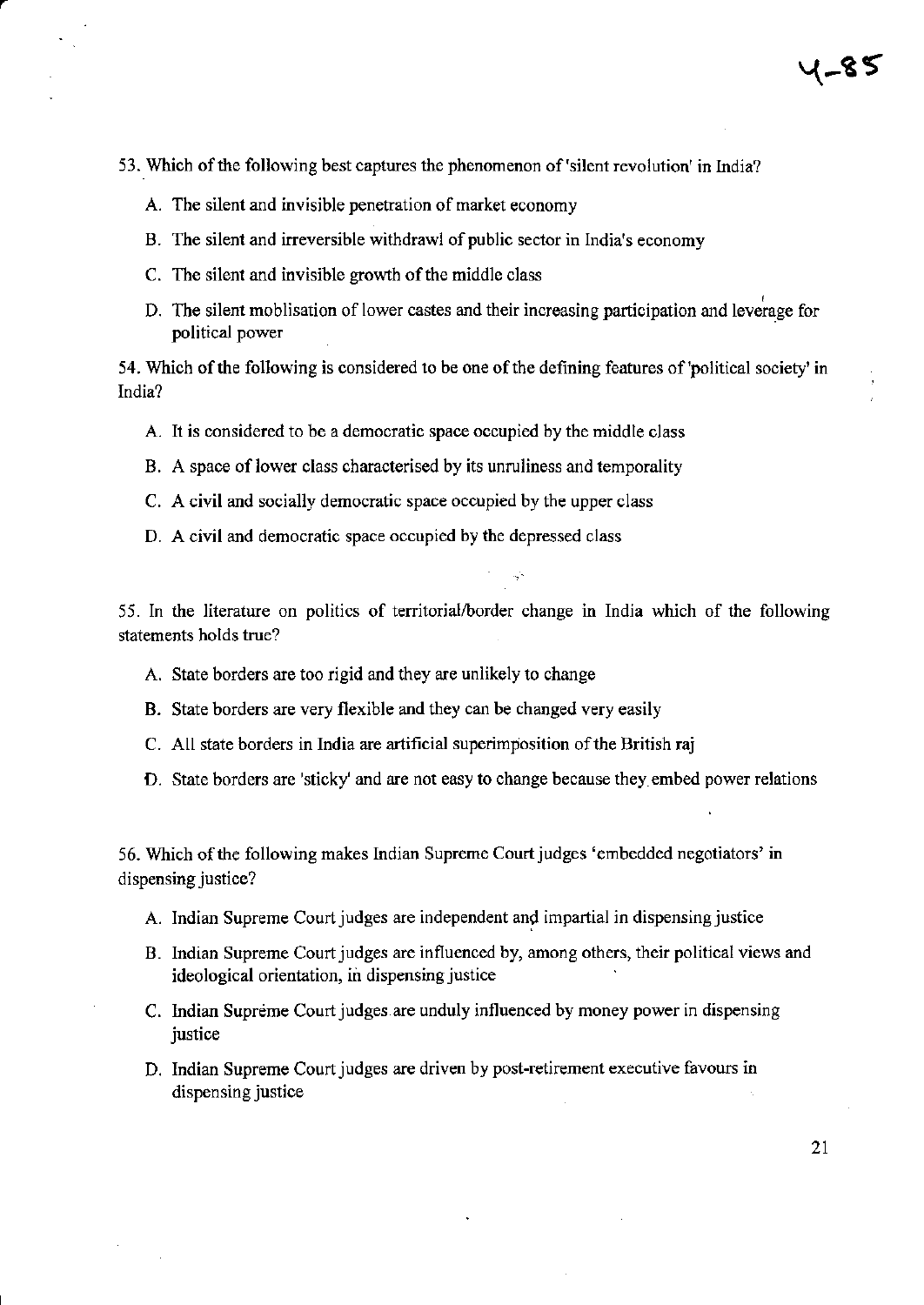53. Which of the following best captures the phenomenon of 'silent revolution' in India?

A. The silent and invisible penetration of market economy

B. The silent and irreversible withdrawl of public sector in India's economy

C. The silent and invisible growth of the middle class

D. The silent moblisation of lower castes and their increasing participation and leverage for political power

54. Which of the following is considered to be one of the defining features of 'political society' in India?

A. It is considered to be a democratic space occupied by the middle class

B. A space of lower class characterised by its unruliness and temporality

C. A civil and socially democratic space occupied by the upper class

D. A civil and democratic space occupied by the depressed class

55. In the literature on politics of territorial/border change in India which of the following statements holds true?

A. State borders are too rigid and they are unlikely to change

B. State borders are very flexible and they can be changed very easily

C. All state borders in India are artificial superimposition of the British raj

D. State borders are 'sticky' and are not easy to change because they embed power relations

56. Which of the following makes Indian Supreme Court judges 'embedded negotiators' in dispensing justice?

A. Indian Supreme Court judges are independent and impartial in dispensing justice

B. Indian Supreme Court judges are influenced by, among others, their political views and ideological orientation, in dispensing justice

C. Indian Supreme Court judges are unduly influenced by money power in dispensing justice

D. Indian Supreme Court judges are driven by post-retirement executive favours in dispensing justice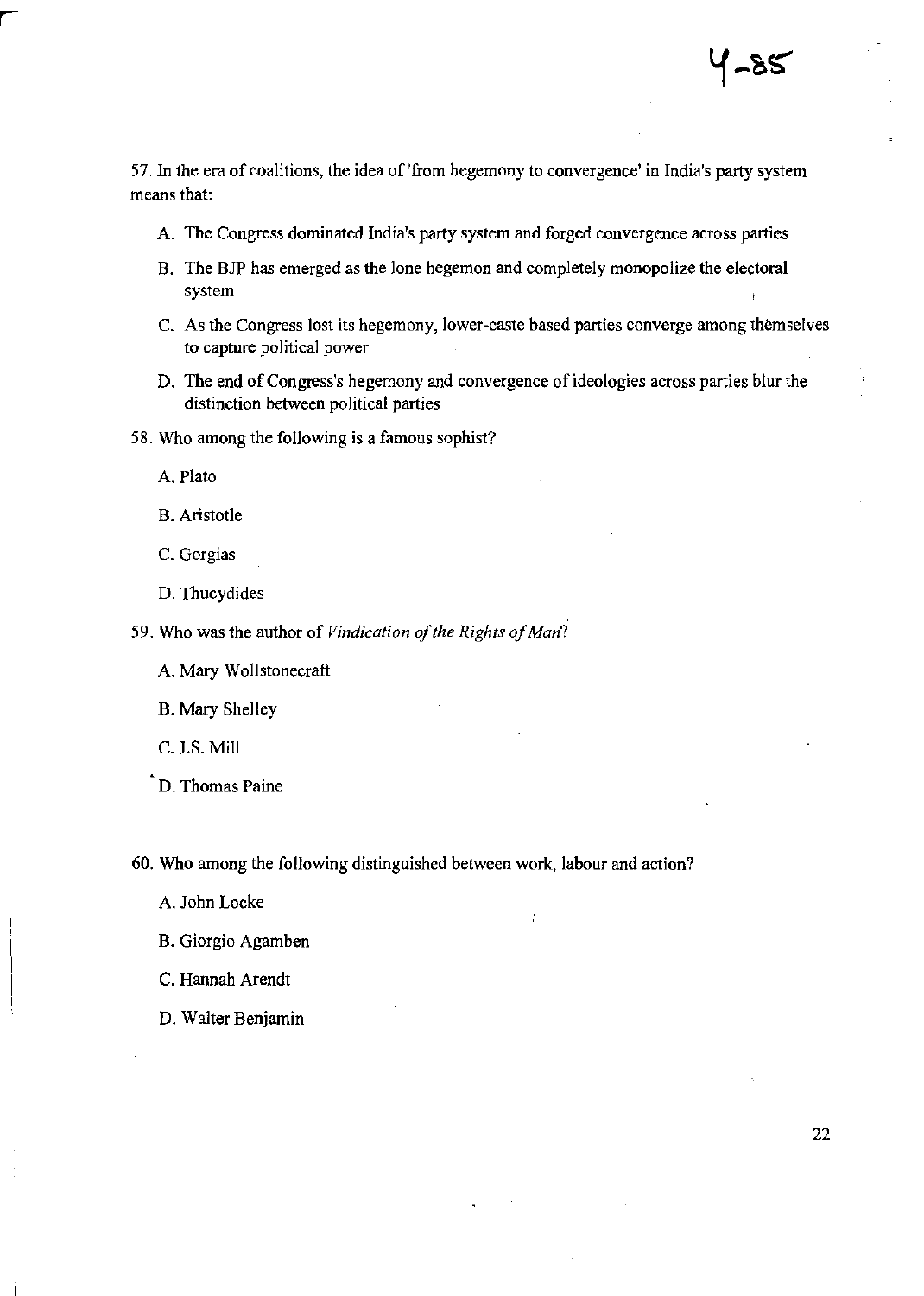4-85

57. In the era of coalitions, the idea of 'from hegemony to convergence' in India's party system means that:

   A. The Congress dominated India's party system and forged convergence across parties

   B. The BJP has emerged as the lone hegemon and completely monopolize the electoral system

   C. As the Congress lost its hegemony, lower-caste based parties converge among themselves to capture political power

   D. The end of Congress's hegemony and convergence of ideologies across parties blur the distinction between political parties

58. Who among the following is a famous sophist?

   A. Plato

   B. Aristotle

   C. Gorgias

   D. Thucydides

59. Who was the author of *Vindication of the Rights of Man*?

   A. Mary Wollstonecraft

   B. Mary Shelley

   C. J.S. Mill

   D. Thomas Paine

60. Who among the following distinguished between work, labour and action?

   A. John Locke

   B. Giorgio Agamben

   C. Hannah Arendt

   D. Walter Benjamin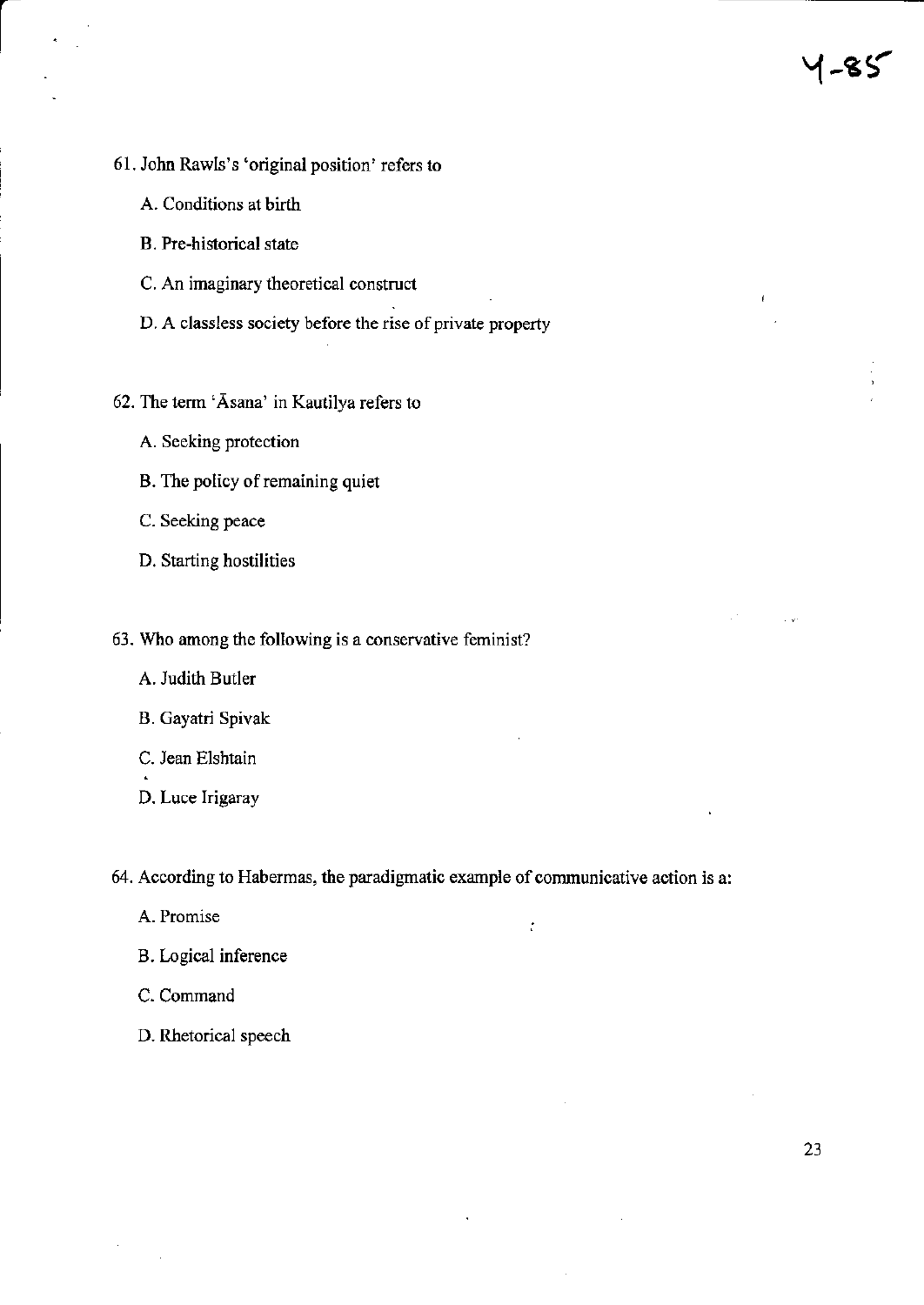61. John Rawls's 'original position' refers to

    A. Conditions at birth

    B. Pre-historical state

    C. An imaginary theoretical construct

    D. A classless society before the rise of private property

62. The term 'Āsana' in Kautilya refers to

    A. Seeking protection

    B. The policy of remaining quiet

    C. Seeking peace

    D. Starting hostilities

63. Who among the following is a conservative feminist?

    A. Judith Butler

    B. Gayatri Spivak

    C. Jean Elshtain

    D. Luce Irigaray

64. According to Habermas, the paradigmatic example of communicative action is a:

    A. Promise

    B. Logical inference

    C. Command

    D. Rhetorical speech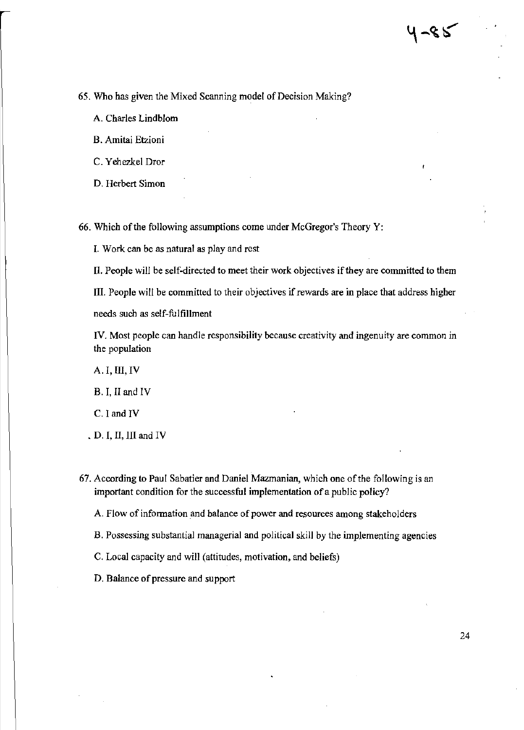65. Who has given the Mixed Scanning model of Decision Making?

A. Charles Lindblom

B. Amitai Etzioni

C. Yehezkel Dror

D. Herbert Simon

66. Which of the following assumptions come under McGregor's Theory Y:

I. Work can be as natural as play and rest

II. People will be self-directed to meet their work objectives if they are committed to them

III. People will be committed to their objectives if rewards are in place that address higher needs such as self-fulfillment

IV. Most people can handle responsibility because creativity and ingenuity are common in the population

A. I, III, IV

B. I, II and IV

C. I and IV

D. I, II, III and IV

67. According to Paul Sabatier and Daniel Mazmanian, which one of the following is an important condition for the successful implementation of a public policy?

A. Flow of information and balance of power and resources among stakeholders

B. Possessing substantial managerial and political skill by the implementing agencies

C. Local capacity and will (attitudes, motivation, and beliefs)

D. Balance of pressure and support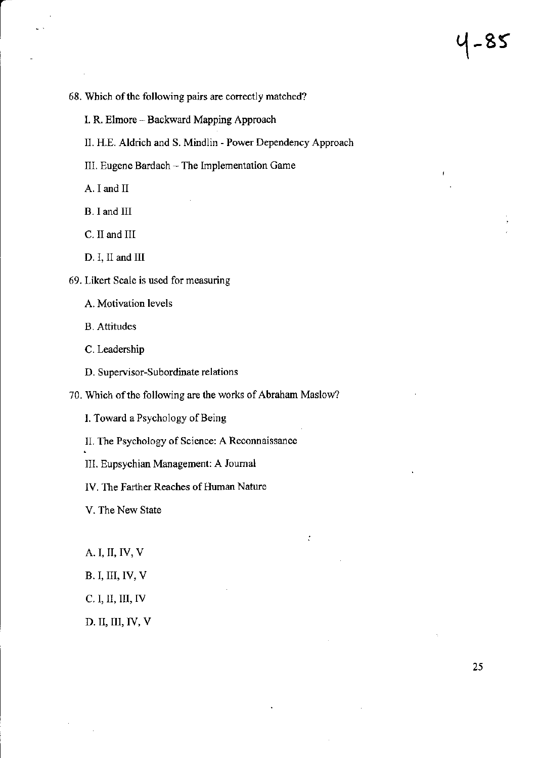68. Which of the following pairs are correctly matched?

I. R. Elmore – Backward Mapping Approach

II. H.E. Aldrich and S. Mindlin - Power Dependency Approach

III. Eugene Bardach – The Implementation Game

A. I and II

B. I and III

C. II and III

D. I, II and III

69. Likert Scale is used for measuring

A. Motivation levels

B. Attitudes

C. Leadership

D. Supervisor-Subordinate relations

70. Which of the following are the works of Abraham Maslow?

I. Toward a Psychology of Being

II. The Psychology of Science: A Reconnaissance

III. Eupsychian Management: A Journal

IV. The Farther Reaches of Human Nature

V. The New State

A. I, II, IV, V

B. I, III, IV, V

C. I, II, III, IV

D. II, III, IV, V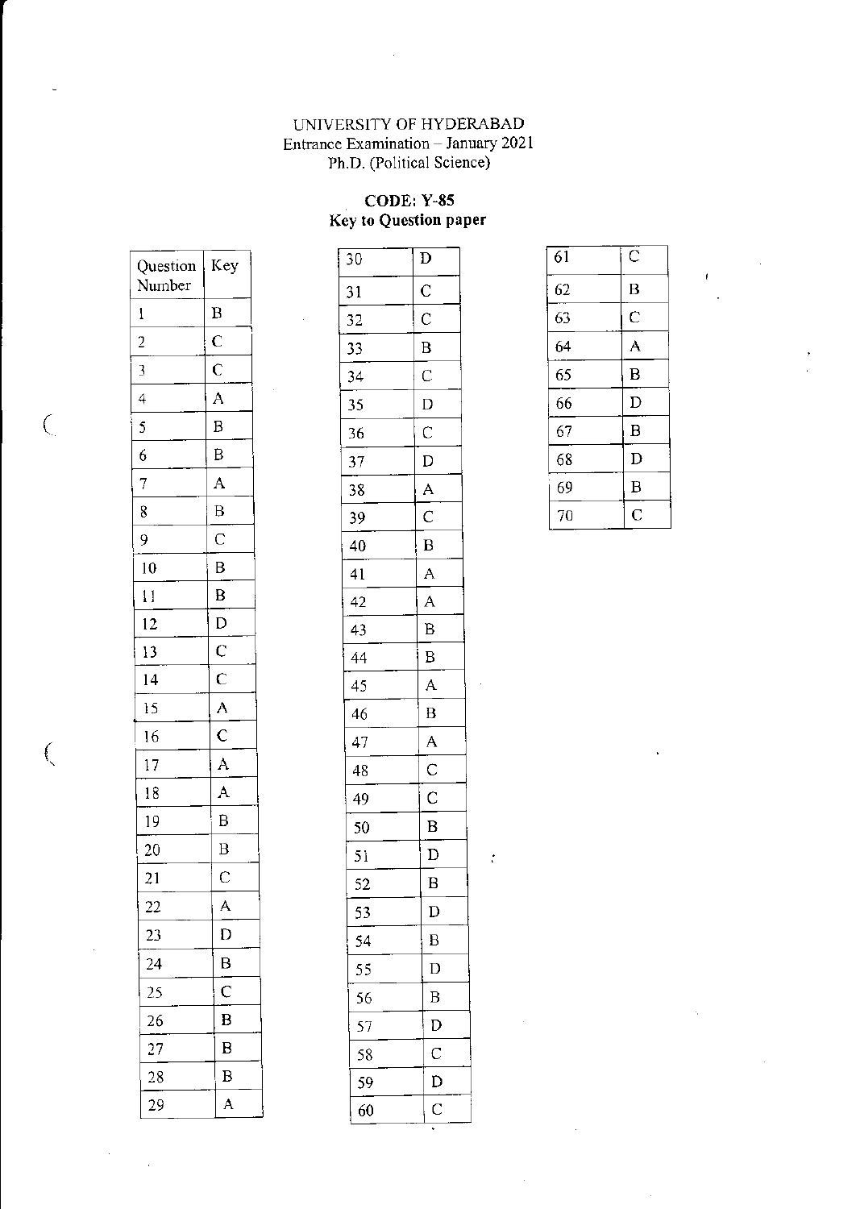UNIVERSITY OF HYDERABAD
Entrance Examination – January 2021
Ph.D. (Political Science)

**CODE: Y-85**
**Key to Question paper**

| Question Number | Key |
|---|---|
| 1 | B |
| 2 | C |
| 3 | C |
| 4 | A |
| 5 | B |
| 6 | B |
| 7 | A |
| 8 | B |
| 9 | C |
| 10 | B |
| 11 | B |
| 12 | D |
| 13 | C |
| 14 | C |
| 15 | A |
| 16 | C |
| 17 | A |
| 18 | A |
| 19 | B |
| 20 | B |
| 21 | C |
| 22 | A |
| 23 | D |
| 24 | B |
| 25 | C |
| 26 | B |
| 27 | B |
| 28 | B |
| 29 | A |
| 30 | D |
| 31 | C |
| 32 | C |
| 33 | B |
| 34 | C |
| 35 | D |
| 36 | C |
| 37 | D |
| 38 | A |
| 39 | C |
| 40 | B |
| 41 | A |
| 42 | A |
| 43 | B |
| 44 | B |
| 45 | A |
| 46 | B |
| 47 | A |
| 48 | C |
| 49 | C |
| 50 | B |
| 51 | D |
| 52 | B |
| 53 | D |
| 54 | B |
| 55 | D |
| 56 | B |
| 57 | D |
| 58 | C |
| 59 | D |
| 60 | C |
| 61 | C |
| 62 | B |
| 63 | C |
| 64 | A |
| 65 | B |
| 66 | D |
| 67 | B |
| 68 | D |
| 69 | B |
| 70 | C |